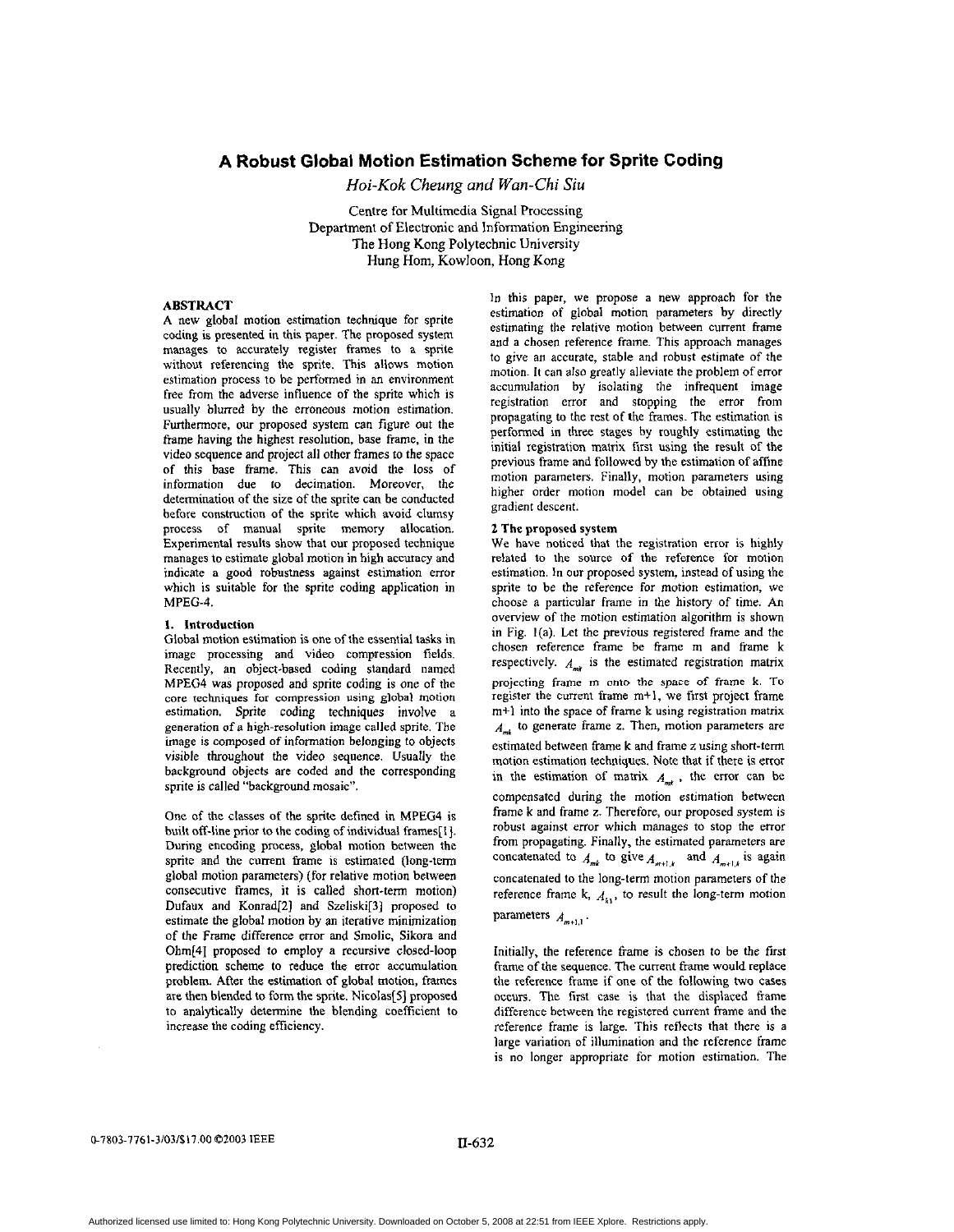# A Robust Global Motion Estimation Scheme for Sprite Coding

*Hoi-Kok Cheung and Wan-Chi Siu*

Centre for Multimedia Signal Processing
Department of Electronic and Information Engineering
The Hong Kong Polytechnic University
Hung Hom, Kowloon, Hong Kong

## ABSTRACT

A new global motion estimation technique for sprite coding is presented in this paper. The proposed system manages to accurately register frames to a sprite without referencing the sprite. This allows motion estimation process to be performed in an environment free from the adverse influence of the sprite which is usually blurred by the erroneous motion estimation. Furthermore, our proposed system can figure out the frame having the highest resolution, base frame, in the video sequence and project all other frames to the space of this base frame. This can avoid the loss of information due to decimation. Moreover, the determination of the size of the sprite can be conducted before construction of the sprite which avoid clumsy process of manual sprite memory allocation. Experimental results show that our proposed technique manages to estimate global motion in high accuracy and indicate a good robustness against estimation error which is suitable for the sprite coding application in MPEG-4.

## 1. Introduction

Global motion estimation is one of the essential tasks in image processing and video compression fields. Recently, an object-based coding standard named MPEG4 was proposed and sprite coding is one of the core techniques for compression using global motion estimation. Sprite coding techniques involve a generation of a high-resolution image called sprite. The image is composed of information belonging to objects visible throughout the video sequence. Usually the background objects are coded and the corresponding sprite is called "background mosaic".

One of the classes of the sprite defined in MPEG4 is built off-line prior to the coding of individual frames[1]. During encoding process, global motion between the sprite and the current frame is estimated (long-term global motion parameters) (for relative motion between consecutive frames, it is called short-term motion) Dufaux and Konrad[2] and Szeliski[3] proposed to estimate the global motion by an iterative minimization of the Frame difference error and Smolic, Sikora and Ohm[4] proposed to employ a recursive closed-loop prediction scheme to reduce the error accumulation problem. After the estimation of global motion, frames are then blended to form the sprite. Nicolas[5] proposed to analytically determine the blending coefficient to increase the coding efficiency.

In this paper, we propose a new approach for the estimation of global motion parameters by directly estimating the relative motion between current frame and a chosen reference frame. This approach manages to give an accurate, stable and robust estimate of the motion. It can also greatly alleviate the problem of error accumulation by isolating the infrequent image registration error and stopping the error from propagating to the rest of the frames. The estimation is performed in three stages by roughly estimating the initial registration matrix first using the result of the previous frame and followed by the estimation of affine motion parameters. Finally, motion parameters using higher order motion model can be obtained using gradient descent.

## 2 The proposed system

We have noticed that the registration error is highly related to the source of the reference for motion estimation. In our proposed system, instead of using the sprite to be the reference for motion estimation, we choose a particular frame in the history of time. An overview of the motion estimation algorithm is shown in Fig. 1(a). Let the previous registered frame and the chosen reference frame be frame m and frame k respectively. $A_{mk}$ is the estimated registration matrix projecting frame m onto the space of frame k. To register the current frame m+1, we first project frame m+1 into the space of frame k using registration matrix $A_{mk}$ to generate frame z. Then, motion parameters are estimated between frame k and frame z using short-term motion estimation techniques. Note that if there is error in the estimation of matrix $A_{mk}$, the error can be compensated during the motion estimation between frame k and frame z. Therefore, our proposed system is robust against error which manages to stop the error from propagating. Finally, the estimated parameters are concatenated to $A_{mk}$ to give $A_{m+1,k}$ and $A_{m+1,k}$ is again concatenated to the long-term motion parameters of the reference frame k, $A_{k1}$, to result the long-term motion parameters $A_{m+1,1}$.

Initially, the reference frame is chosen to be the first frame of the sequence. The current frame would replace the reference frame if one of the following two cases occurs. The first case is that the displaced frame difference between the registered current frame and the reference frame is large. This reflects that there is a large variation of illumination and the reference frame is no longer appropriate for motion estimation. The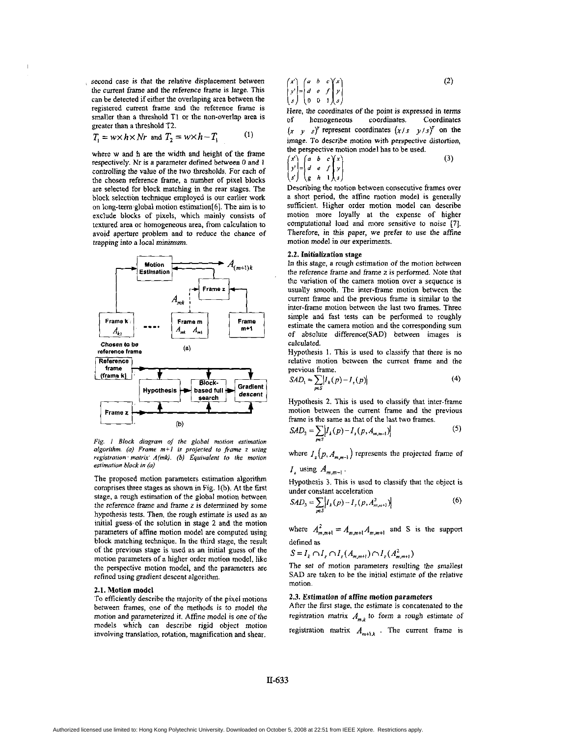second case is that the relative displacement between the current frame and the reference frame is large. This can be detected if either the overlapping area between the registered current frame and the reference frame is smaller than a threshold T1 or the non-overlap area is greater than a threshold T2.

$$T_1 = w \times h \times Nr \text{ and } T_2 = w \times h - T_1 \quad (1)$$

where w and h are the width and height of the frame respectively. Nr is a parameter defined between 0 and 1 controlling the value of the two thresholds. For each of the chosen reference frame, a number of pixel blocks are selected for block matching in the rear stages. The block selection technique employed is our earlier work on long-term global motion estimation[6]. The aim is to exclude blocks of pixels, which mainly consists of textured area or homogeneous area, from calculation to avoid aperture problem and to reduce the chance of trapping into a local minimum.

*Fig. 1 Block diagram of the global motion estimation algorithm. (a) Frame m+1 is projected to frame z using registration matrix A(mk). (b) Equivalent to the motion estimation block in (a)*

The proposed motion parameters estimation algorithm comprises three stages as shown in Fig. 1(b). At the first stage, a rough estimation of the global motion between the reference frame and frame z is determined by some hypothesis tests. Then, the rough estimate is used as an initial guess of the solution in stage 2 and the motion parameters of affine motion model are computed using block matching technique. In the third stage, the result of the previous stage is used as an initial guess of the motion parameters of a higher order motion model, like the perspective motion model, and the parameters are refined using gradient descent algorithm.

### 2.1. Motion model

To efficiently describe the majority of the pixel motions between frames, one of the methods is to model the motion and parameterized it. Affine model is one of the models which can describe rigid object motion involving translation, rotation, magnification and shear.

$$\begin{pmatrix} x' \\ y' \\ s \end{pmatrix} = \begin{pmatrix} a & b & c \\ d & e & f \\ 0 & 0 & 1 \end{pmatrix} \begin{pmatrix} x \\ y \\ s \end{pmatrix} \quad (2)$$

Here, the coordinates of the point is expressed in terms of homogeneous coordinates. Coordinates $(x \ \ y \ \ s)^T$ represent coordinates $(x/s \ \ y/s)^T$ on the image. To describe motion with perspective distortion, the perspective motion model has to be used.

$$\begin{pmatrix} x' \\ y' \\ s' \end{pmatrix} = \begin{pmatrix} a & b & c \\ d & e & f \\ g & h & 1 \end{pmatrix} \begin{pmatrix} x \\ y \\ s \end{pmatrix} \quad (3)$$

Describing the motion between consecutive frames over a short period, the affine motion model is generally sufficient. Higher order motion model can describe motion more loyally at the expense of higher computational load and more sensitive to noise [7]. Therefore, in this paper, we prefer to use the affine motion model in our experiments.

### 2.2. Initialization stage

In this stage, a rough estimation of the motion between the reference frame and frame z is performed. Note that the variation of the camera motion over a sequence is usually smooth. The inter-frame motion between the current frame and the previous frame is similar to the inter-frame motion between the last two frames. Three simple and fast tests can be performed to roughly estimate the camera motion and the corresponding sum of absolute difference(SAD) between images is calculated.

Hypothesis 1. This is used to classify that there is no relative motion between the current frame and the previous frame.

$$SAD_1 = \sum_{p \in S} \left| I_k(p) - I_z(p) \right| \quad (4)$$

Hypothesis 2. This is used to classify that inter-frame motion between the current frame and the previous frame is the same as that of the last two frames.

$$SAD_2 = \sum_{p \in S} \left| I_k(p) - I_z(p, A_{m,m-1}) \right| \quad (5)$$

where $I_z(p, A_{m,m-1})$ represents the projected frame of $I_z$ using $A_{m,m-1}$.

Hypothesis 3. This is used to classify that the object is under constant acceleration

$$SAD_3 = \sum_{p \in S} \left| I_k(p) - I_z(p, A^2_{m,m+1}) \right| \quad (6)$$

where $A^2_{m,m+1} = A_{m,m+1} A_{m,m+1}$ and S is the support defined as

$$S = I_k \cap I_z \cap I_z(A_{m,m+1}) \cap I_z(A^2_{m,m+1})$$

The set of motion parameters resulting the smallest SAD are taken to be the initial estimate of the relative motion.

### 2.3. Estimation of affine motion parameters

After the first stage, the estimate is concatenated to the registration matrix $A_{m,k}$ to form a rough estimate of registration matrix $A_{m+1,k}$. The current frame is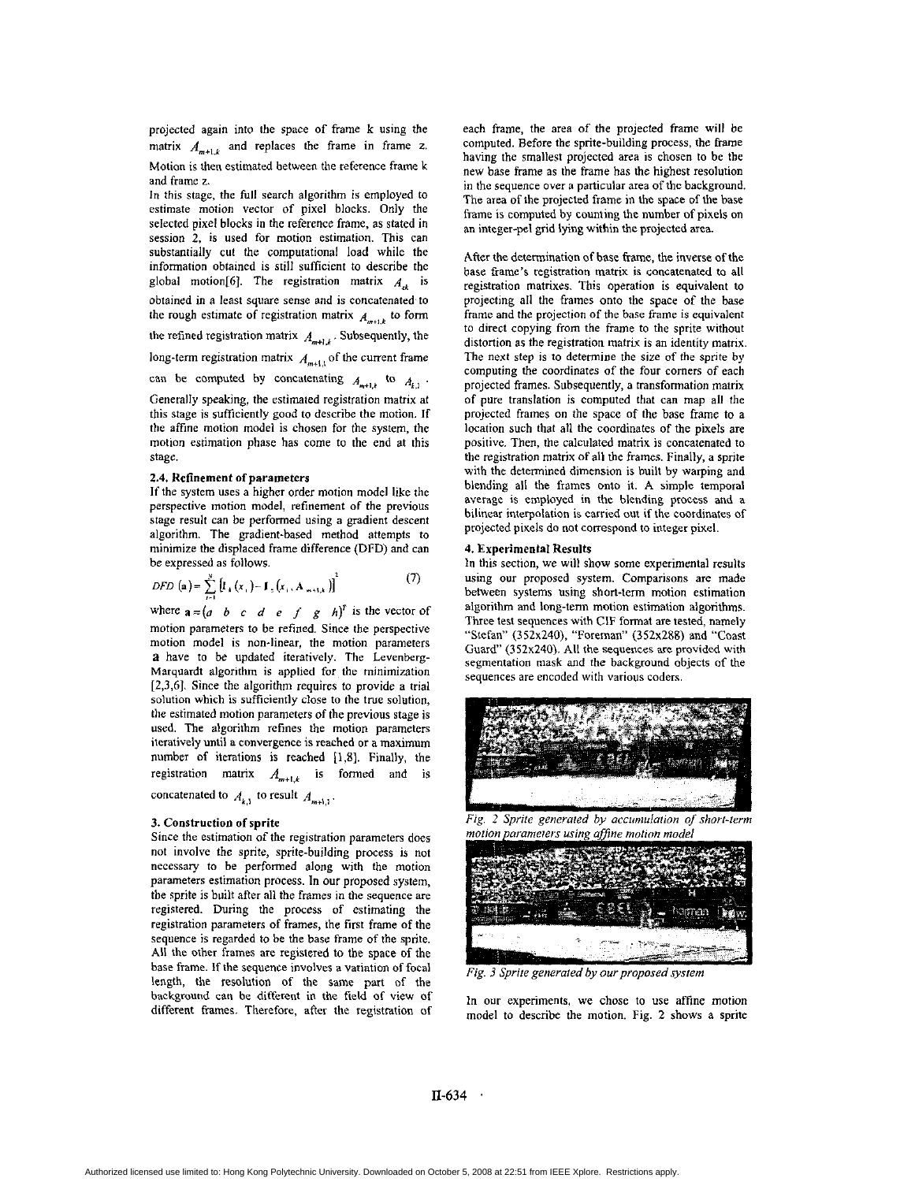projected again into the space of frame k using the matrix $A_{m+1,k}$ and replaces the frame in frame z. Motion is then estimated between the reference frame k and frame z.

In this stage, the full search algorithm is employed to estimate motion vector of pixel blocks. Only the selected pixel blocks in the reference frame, as stated in session 2, is used for motion estimation. This can substantially cut the computational load while the information obtained is still sufficient to describe the global motion[6]. The registration matrix $A_{zk}$ is obtained in a least square sense and is concatenated to the rough estimate of registration matrix $A_{m+1,k}$ to form the refined registration matrix $A_{m+1,k}$. Subsequently, the long-term registration matrix $A_{m+1,1}$ of the current frame can be computed by concatenating $A_{m+1,k}$ to $A_{k,1}$.

Generally speaking, the estimated registration matrix at this stage is sufficiently good to describe the motion. If the affine motion model is chosen for the system, the motion estimation phase has come to the end at this stage.

### 2.4. Refinement of parameters

If the system uses a higher order motion model like the perspective motion model, refinement of the previous stage result can be performed using a gradient descent algorithm. The gradient-based method attempts to minimize the displaced frame difference (DFD) and can be expressed as follows.

$$DFD\,(\mathbf{a}) = \sum_{i=1}^{N} \left[ \mathbf{I}_k(x_i) - \mathbf{I}_z(x_i, \mathbf{A}_{m+1,k}) \right]^2 \tag{7}$$

where $\mathbf{a} = (a \;\; b \;\; c \;\; d \;\; e \;\; f \;\; g \;\; h)^T$ is the vector of motion parameters to be refined. Since the perspective motion model is non-linear, the motion parameters **a** have to be updated iteratively. The Levenberg-Marquardt algorithm is applied for the minimization [2,3,6]. Since the algorithm requires to provide a trial solution which is sufficiently close to the true solution, the estimated motion parameters of the previous stage is used. The algorithm refines the motion parameters iteratively until a convergence is reached or a maximum number of iterations is reached [1,8]. Finally, the registration matrix $A_{m+1,k}$ is formed and is concatenated to $A_{k,1}$ to result $A_{m+1,1}$.

## 3. Construction of sprite

Since the estimation of the registration parameters does not involve the sprite, sprite-building process is not necessary to be performed along with the motion parameters estimation process. In our proposed system, the sprite is built after all the frames in the sequence are registered. During the process of estimating the registration parameters of frames, the first frame of the sequence is regarded to be the base frame of the sprite. All the other frames are registered to the space of the base frame. If the sequence involves a variation of focal length, the resolution of the same part of the background can be different in the field of view of different frames. Therefore, after the registration of each frame, the area of the projected frame will be computed. Before the sprite-building process, the frame having the smallest projected area is chosen to be the new base frame as the frame has the highest resolution in the sequence over a particular area of the background. The area of the projected frame in the space of the base frame is computed by counting the number of pixels on an integer-pel grid lying within the projected area.

After the determination of base frame, the inverse of the base frame's registration matrix is concatenated to all registration matrixes. This operation is equivalent to projecting all the frames onto the space of the base frame and the projection of the base frame is equivalent to direct copying from the frame to the sprite without distortion as the registration matrix is an identity matrix. The next step is to determine the size of the sprite by computing the coordinates of the four corners of each projected frames. Subsequently, a transformation matrix of pure translation is computed that can map all the projected frames on the space of the base frame to a location such that all the coordinates of the pixels are positive. Then, the calculated matrix is concatenated to the registration matrix of all the frames. Finally, a sprite with the determined dimension is built by warping and blending all the frames onto it. A simple temporal average is employed in the blending process and a bilinear interpolation is carried out if the coordinates of projected pixels do not correspond to integer pixel.

## 4. Experimental Results

In this section, we will show some experimental results using our proposed system. Comparisons are made between systems using short-term motion estimation algorithm and long-term motion estimation algorithms. Three test sequences with CIF format are tested, namely "Stefan" (352x240), "Foreman" (352x288) and "Coast Guard" (352x240). All the sequences are provided with segmentation mask and the background objects of the sequences are encoded with various coders.

*Fig. 2 Sprite generated by accumulation of short-term motion parameters using affine motion model*

*Fig. 3 Sprite generated by our proposed system*

In our experiments, we chose to use affine motion model to describe the motion. Fig. 2 shows a sprite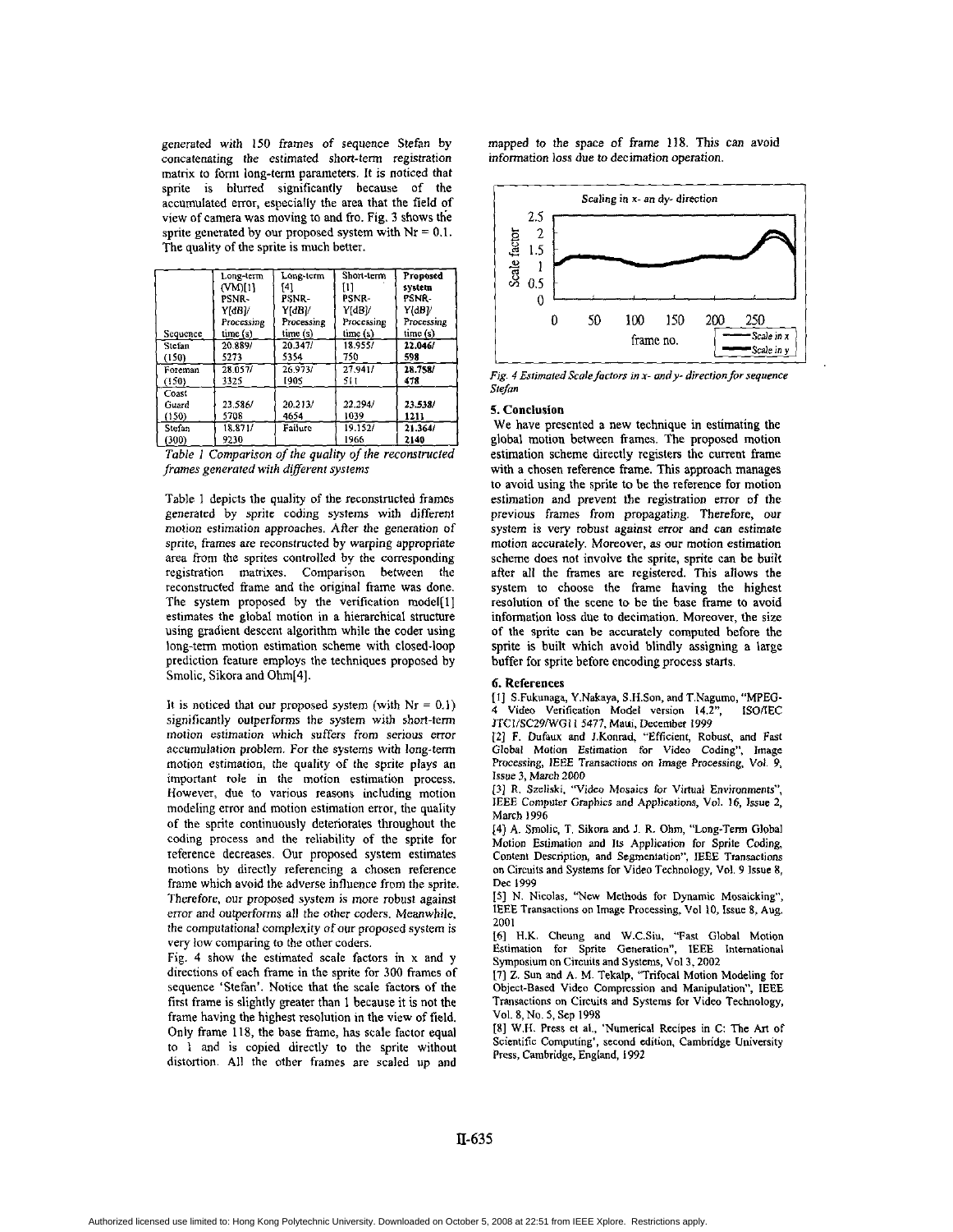generated with 150 frames of sequence Stefan by concatenating the estimated short-term registration matrix to form long-term parameters. It is noticed that sprite is blurred significantly because of the accumulated error, especially the area that the field of view of camera was moving to and fro. Fig. 3 shows the sprite generated by our proposed system with Nr = 0.1. The quality of the sprite is much better.

| Sequence | Long-term (VM)[1] PSNR-Y[dB]/ Processing time (s) | Long-term [4] PSNR-Y[dB]/ Processing time (s) | Short-term [1] PSNR-Y[dB]/ Processing time (s) | **Proposed system PSNR-Y[dB]/ Processing time (s)** |
|---|---|---|---|---|
| Stefan (150) | 20.889/ 5273 | 20.347/ 5354 | 18.955/ 750 | **22.046/ 598** |
| Foreman (150) | 28.057/ 3325 | 26.973/ 1905 | 27.941/ 511 | **28.758/ 478** |
| Coast Guard (150) | 23.586/ 5708 | 20.213/ 4654 | 22.294/ 1039 | **23.538/ 1211** |
| Stefan (300) | 18.871/ 9230 | Failure | 19.152/ 1966 | **21.364/ 2140** |

*Table 1 Comparison of the quality of the reconstructed frames generated with different systems*

Table 1 depicts the quality of the reconstructed frames generated by sprite coding systems with different motion estimation approaches. After the generation of sprite, frames are reconstructed by warping appropriate area from the sprites controlled by the corresponding registration matrixes. Comparison between the reconstructed frame and the original frame was done. The system proposed by the verification model[1] estimates the global motion in a hierarchical structure using gradient descent algorithm while the coder using long-term motion estimation scheme with closed-loop prediction feature employs the techniques proposed by Smolic, Sikora and Ohm[4].

It is noticed that our proposed system (with Nr = 0.1) significantly outperforms the system with short-term motion estimation which suffers from serious error accumulation problem. For the systems with long-term motion estimation, the quality of the sprite plays an important role in the motion estimation process. However, due to various reasons including motion modeling error and motion estimation error, the quality of the sprite continuously deteriorates throughout the coding process and the reliability of the sprite for reference decreases. Our proposed system estimates motions by directly referencing a chosen reference frame which avoid the adverse influence from the sprite. Therefore, our proposed system is more robust against error and outperforms all the other coders. Meanwhile, the computational complexity of our proposed system is very low comparing to the other coders.

Fig. 4 show the estimated scale factors in x and y directions of each frame in the sprite for 300 frames of sequence 'Stefan'. Notice that the scale factors of the first frame is slightly greater than 1 because it is not the frame having the highest resolution in the view of field. Only frame 118, the base frame, has scale factor equal to 1 and is copied directly to the sprite without distortion. All the other frames are scaled up and mapped to the space of frame 118. This can avoid information loss due to decimation operation.

Scaling in x- an dy- direction

Scale factor

2.5
2
1.5
1
0.5
0

0 50 100 150 200 250

frame no.

Scale in x
Scale in y

*Fig. 4 Estimated Scale factors in x- and y- direction for sequence Stefan*

## 5. Conclusion

We have presented a new technique in estimating the global motion between frames. The proposed motion estimation scheme directly registers the current frame with a chosen reference frame. This approach manages to avoid using the sprite to be the reference for motion estimation and prevent the registration error of the previous frames from propagating. Therefore, our system is very robust against error and can estimate motion accurately. Moreover, as our motion estimation scheme does not involve the sprite, sprite can be built after all the frames are registered. This allows the system to choose the frame having the highest resolution of the scene to be the base frame to avoid information loss due to decimation. Moreover, the size of the sprite can be accurately computed before the sprite is built which avoid blindly assigning a large buffer for sprite before encoding process starts.

## 6. References

[1] S.Fukunaga, Y.Nakaya, S.H.Son, and T.Nagumo, "MPEG-4 Video Verification Model version 14.2", ISO/IEC JTC1/SC29/WG11 5477, Maui, December 1999

[2] F. Dufaux and J.Konrad, "Efficient, Robust, and Fast Global Motion Estimation for Video Coding", Image Processing, IEEE Transactions on Image Processing, Vol. 9, Issue 3, March 2000

[3] R. Szeliski, "Video Mosaics for Virtual Environments", IEEE Computer Graphics and Applications, Vol. 16, Issue 2, March 1996

[4] A. Smolic, T. Sikora and J. R. Ohm, "Long-Term Global Motion Estimation and Its Application for Sprite Coding, Content Description, and Segmentation", IEEE Transactions on Circuits and Systems for Video Technology, Vol. 9 Issue 8, Dec 1999

[5] N. Nicolas, "New Methods for Dynamic Mosaicking", IEEE Transactions on Image Processing, Vol 10, Issue 8, Aug. 2001

[6] H.K. Cheung and W.C.Siu, "Fast Global Motion Estimation for Sprite Generation", IEEE International Symposium on Circuits and Systems, Vol 3, 2002

[7] Z. Sun and A. M. Tekalp, "Trifocal Motion Modeling for Object-Based Video Compression and Manipulation", IEEE Transactions on Circuits and Systems for Video Technology, Vol. 8, No. 5, Sep 1998

[8] W.H. Press et al., 'Numerical Recipes in C: The Art of Scientific Computing', second edition, Cambridge University Press, Cambridge, England, 1992